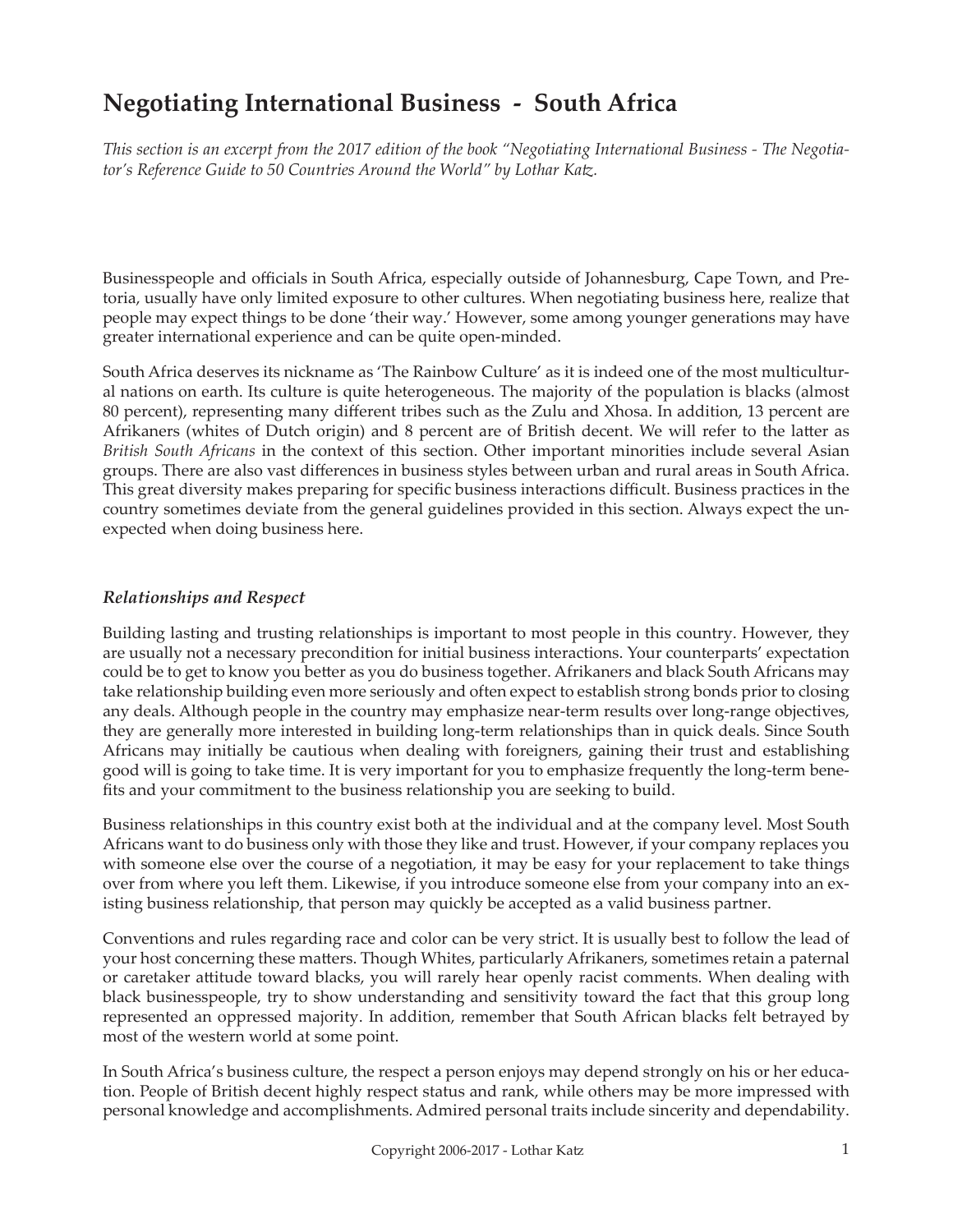# Negotiating International Business - South Africa

*This section is an excerpt from the 2017 edition of the book "Negotiating International Business - The Negotiator's Reference Guide to 50 Countries Around the World" by Lothar Katz.*

Businesspeople and officials in South Africa, especially outside of Johannesburg, Cape Town, and Pretoria, usually have only limited exposure to other cultures. When negotiating business here, realize that people may expect things to be done 'their way.' However, some among younger generations may have greater international experience and can be quite open-minded.

South Africa deserves its nickname as 'The Rainbow Culture' as it is indeed one of the most multicultural nations on earth. Its culture is quite heterogeneous. The majority of the population is blacks (almost 80 percent), representing many different tribes such as the Zulu and Xhosa. In addition, 13 percent are Afrikaners (whites of Dutch origin) and 8 percent are of British decent. We will refer to the latter as *British South Africans* in the context of this section. Other important minorities include several Asian groups. There are also vast differences in business styles between urban and rural areas in South Africa. This great diversity makes preparing for specific business interactions difficult. Business practices in the country sometimes deviate from the general guidelines provided in this section. Always expect the unexpected when doing business here.

### *Relationships and Respect*

Building lasting and trusting relationships is important to most people in this country. However, they are usually not a necessary precondition for initial business interactions. Your counterparts' expectation could be to get to know you better as you do business together. Afrikaners and black South Africans may take relationship building even more seriously and often expect to establish strong bonds prior to closing any deals. Although people in the country may emphasize near-term results over long-range objectives, they are generally more interested in building long-term relationships than in quick deals. Since South Africans may initially be cautious when dealing with foreigners, gaining their trust and establishing good will is going to take time. It is very important for you to emphasize frequently the long-term benefits and your commitment to the business relationship you are seeking to build.

Business relationships in this country exist both at the individual and at the company level. Most South Africans want to do business only with those they like and trust. However, if your company replaces you with someone else over the course of a negotiation, it may be easy for your replacement to take things over from where you left them. Likewise, if you introduce someone else from your company into an existing business relationship, that person may quickly be accepted as a valid business partner.

Conventions and rules regarding race and color can be very strict. It is usually best to follow the lead of your host concerning these matters. Though Whites, particularly Afrikaners, sometimes retain a paternal or caretaker attitude toward blacks, you will rarely hear openly racist comments. When dealing with black businesspeople, try to show understanding and sensitivity toward the fact that this group long represented an oppressed majority. In addition, remember that South African blacks felt betrayed by most of the western world at some point.

In South Africa's business culture, the respect a person enjoys may depend strongly on his or her education. People of British decent highly respect status and rank, while others may be more impressed with personal knowledge and accomplishments. Admired personal traits include sincerity and dependability.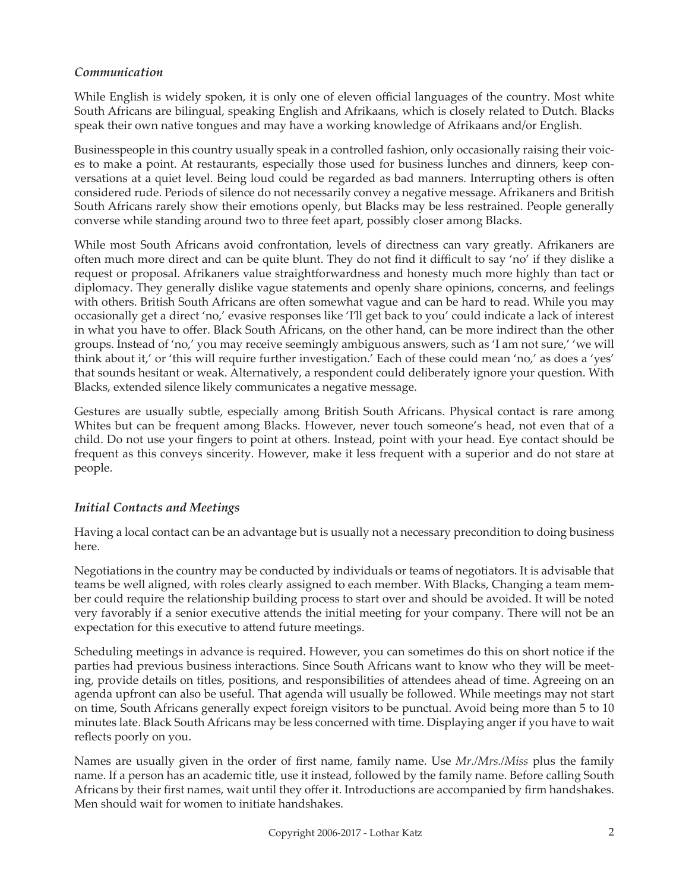### *Communication*

While English is widely spoken, it is only one of eleven official languages of the country. Most white South Africans are bilingual, speaking English and Afrikaans, which is closely related to Dutch. Blacks speak their own native tongues and may have a working knowledge of Afrikaans and/or English.

Businesspeople in this country usually speak in a controlled fashion, only occasionally raising their voices to make a point. At restaurants, especially those used for business lunches and dinners, keep conversations at a quiet level. Being loud could be regarded as bad manners. Interrupting others is often considered rude. Periods of silence do not necessarily convey a negative message. Afrikaners and British South Africans rarely show their emotions openly, but Blacks may be less restrained. People generally converse while standing around two to three feet apart, possibly closer among Blacks.

While most South Africans avoid confrontation, levels of directness can vary greatly. Afrikaners are often much more direct and can be quite blunt. They do not find it difficult to say 'no' if they dislike a request or proposal. Afrikaners value straightforwardness and honesty much more highly than tact or diplomacy. They generally dislike vague statements and openly share opinions, concerns, and feelings with others. British South Africans are often somewhat vague and can be hard to read. While you may occasionally get a direct 'no,' evasive responses like 'I'll get back to you' could indicate a lack of interest in what you have to offer. Black South Africans, on the other hand, can be more indirect than the other groups. Instead of 'no,' you may receive seemingly ambiguous answers, such as 'I am not sure,' 'we will think about it,' or 'this will require further investigation.' Each of these could mean 'no,' as does a 'yes' that sounds hesitant or weak. Alternatively, a respondent could deliberately ignore your question. With Blacks, extended silence likely communicates a negative message.

Gestures are usually subtle, especially among British South Africans. Physical contact is rare among Whites but can be frequent among Blacks. However, never touch someone's head, not even that of a child. Do not use your fingers to point at others. Instead, point with your head. Eye contact should be frequent as this conveys sincerity. However, make it less frequent with a superior and do not stare at people.

### *Initial Contacts and Meetings*

Having a local contact can be an advantage but is usually not a necessary precondition to doing business here.

Negotiations in the country may be conducted by individuals or teams of negotiators. It is advisable that teams be well aligned, with roles clearly assigned to each member. With Blacks, Changing a team member could require the relationship building process to start over and should be avoided. It will be noted very favorably if a senior executive attends the initial meeting for your company. There will not be an expectation for this executive to attend future meetings.

Scheduling meetings in advance is required. However, you can sometimes do this on short notice if the parties had previous business interactions. Since South Africans want to know who they will be meeting, provide details on titles, positions, and responsibilities of attendees ahead of time. Agreeing on an agenda upfront can also be useful. That agenda will usually be followed. While meetings may not start on time, South Africans generally expect foreign visitors to be punctual. Avoid being more than 5 to 10 minutes late. Black South Africans may be less concerned with time. Displaying anger if you have to wait reflects poorly on you.

Names are usually given in the order of first name, family name. Use *Mr./Mrs./Miss* plus the family name. If a person has an academic title, use it instead, followed by the family name. Before calling South Africans by their first names, wait until they offer it. Introductions are accompanied by firm handshakes. Men should wait for women to initiate handshakes.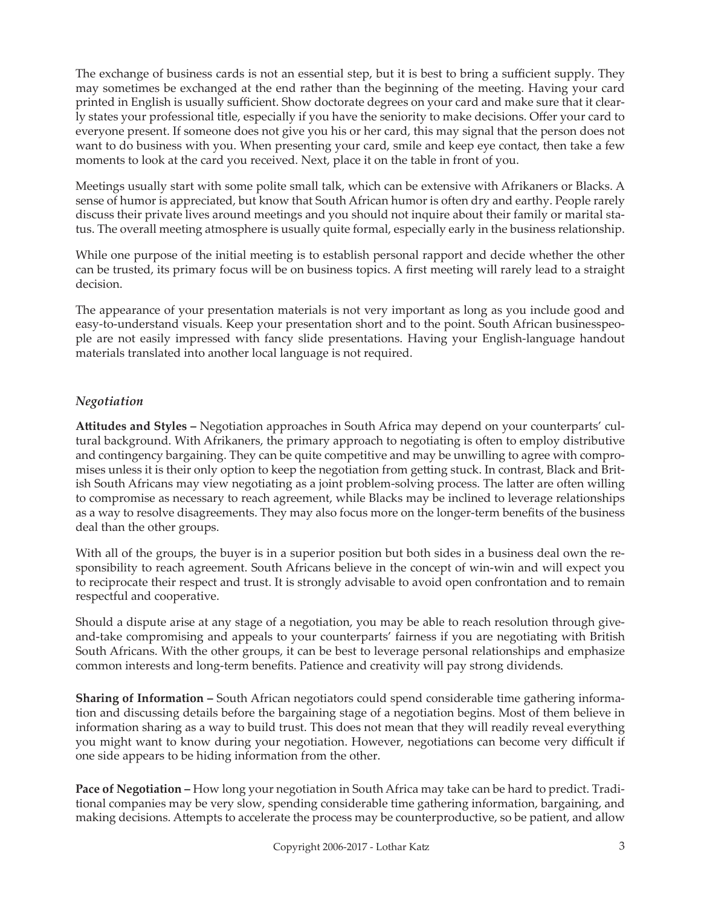The exchange of business cards is not an essential step, but it is best to bring a sufficient supply. They may sometimes be exchanged at the end rather than the beginning of the meeting. Having your card printed in English is usually sufficient. Show doctorate degrees on your card and make sure that it clearly states your professional title, especially if you have the seniority to make decisions. Offer your card to everyone present. If someone does not give you his or her card, this may signal that the person does not want to do business with you. When presenting your card, smile and keep eye contact, then take a few moments to look at the card you received. Next, place it on the table in front of you.

Meetings usually start with some polite small talk, which can be extensive with Afrikaners or Blacks. A sense of humor is appreciated, but know that South African humor is often dry and earthy. People rarely discuss their private lives around meetings and you should not inquire about their family or marital status. The overall meeting atmosphere is usually quite formal, especially early in the business relationship.

While one purpose of the initial meeting is to establish personal rapport and decide whether the other can be trusted, its primary focus will be on business topics. A first meeting will rarely lead to a straight decision.

The appearance of your presentation materials is not very important as long as you include good and easy-to-understand visuals. Keep your presentation short and to the point. South African businesspeople are not easily impressed with fancy slide presentations. Having your English-language handout materials translated into another local language is not required.

### *Negotiation*

**Attitudes and Styles –** Negotiation approaches in South Africa may depend on your counterparts' cultural background. With Afrikaners, the primary approach to negotiating is often to employ distributive and contingency bargaining. They can be quite competitive and may be unwilling to agree with compromises unless it is their only option to keep the negotiation from getting stuck. In contrast, Black and British South Africans may view negotiating as a joint problem-solving process. The latter are often willing to compromise as necessary to reach agreement, while Blacks may be inclined to leverage relationships as a way to resolve disagreements. They may also focus more on the longer-term benefits of the business deal than the other groups.

With all of the groups, the buyer is in a superior position but both sides in a business deal own the responsibility to reach agreement. South Africans believe in the concept of win-win and will expect you to reciprocate their respect and trust. It is strongly advisable to avoid open confrontation and to remain respectful and cooperative.

Should a dispute arise at any stage of a negotiation, you may be able to reach resolution through give-and-take compromising and appeals to your counterparts' fairness if you are negotiating with British South Africans. With the other groups, it can be best to leverage personal relationships and emphasize common interests and long-term benefits. Patience and creativity will pay strong dividends.

**Sharing of Information –** South African negotiators could spend considerable time gathering information and discussing details before the bargaining stage of a negotiation begins. Most of them believe in information sharing as a way to build trust. This does not mean that they will readily reveal everything you might want to know during your negotiation. However, negotiations can become very difficult if one side appears to be hiding information from the other.

**Pace of Negotiation –** How long your negotiation in South Africa may take can be hard to predict. Traditional companies may be very slow, spending considerable time gathering information, bargaining, and making decisions. Attempts to accelerate the process may be counterproductive, so be patient, and allow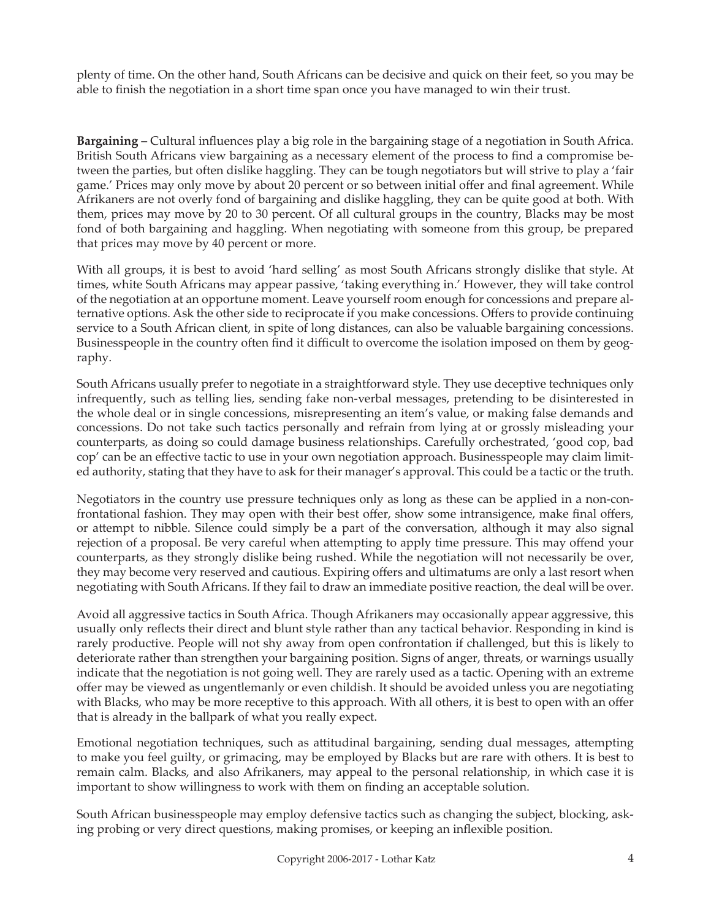plenty of time. On the other hand, South Africans can be decisive and quick on their feet, so you may be able to finish the negotiation in a short time span once you have managed to win their trust.

**Bargaining –** Cultural influences play a big role in the bargaining stage of a negotiation in South Africa. British South Africans view bargaining as a necessary element of the process to find a compromise between the parties, but often dislike haggling. They can be tough negotiators but will strive to play a 'fair game.' Prices may only move by about 20 percent or so between initial offer and final agreement. While Afrikaners are not overly fond of bargaining and dislike haggling, they can be quite good at both. With them, prices may move by 20 to 30 percent. Of all cultural groups in the country, Blacks may be most fond of both bargaining and haggling. When negotiating with someone from this group, be prepared that prices may move by 40 percent or more.

With all groups, it is best to avoid 'hard selling' as most South Africans strongly dislike that style. At times, white South Africans may appear passive, 'taking everything in.' However, they will take control of the negotiation at an opportune moment. Leave yourself room enough for concessions and prepare alternative options. Ask the other side to reciprocate if you make concessions. Offers to provide continuing service to a South African client, in spite of long distances, can also be valuable bargaining concessions. Businesspeople in the country often find it difficult to overcome the isolation imposed on them by geography.

South Africans usually prefer to negotiate in a straightforward style. They use deceptive techniques only infrequently, such as telling lies, sending fake non-verbal messages, pretending to be disinterested in the whole deal or in single concessions, misrepresenting an item's value, or making false demands and concessions. Do not take such tactics personally and refrain from lying at or grossly misleading your counterparts, as doing so could damage business relationships. Carefully orchestrated, 'good cop, bad cop' can be an effective tactic to use in your own negotiation approach. Businesspeople may claim limited authority, stating that they have to ask for their manager's approval. This could be a tactic or the truth.

Negotiators in the country use pressure techniques only as long as these can be applied in a non-confrontational fashion. They may open with their best offer, show some intransigence, make final offers, or attempt to nibble. Silence could simply be a part of the conversation, although it may also signal rejection of a proposal. Be very careful when attempting to apply time pressure. This may offend your counterparts, as they strongly dislike being rushed. While the negotiation will not necessarily be over, they may become very reserved and cautious. Expiring offers and ultimatums are only a last resort when negotiating with South Africans. If they fail to draw an immediate positive reaction, the deal will be over.

Avoid all aggressive tactics in South Africa. Though Afrikaners may occasionally appear aggressive, this usually only reflects their direct and blunt style rather than any tactical behavior. Responding in kind is rarely productive. People will not shy away from open confrontation if challenged, but this is likely to deteriorate rather than strengthen your bargaining position. Signs of anger, threats, or warnings usually indicate that the negotiation is not going well. They are rarely used as a tactic. Opening with an extreme offer may be viewed as ungentlemanly or even childish. It should be avoided unless you are negotiating with Blacks, who may be more receptive to this approach. With all others, it is best to open with an offer that is already in the ballpark of what you really expect.

Emotional negotiation techniques, such as attitudinal bargaining, sending dual messages, attempting to make you feel guilty, or grimacing, may be employed by Blacks but are rare with others. It is best to remain calm. Blacks, and also Afrikaners, may appeal to the personal relationship, in which case it is important to show willingness to work with them on finding an acceptable solution.

South African businesspeople may employ defensive tactics such as changing the subject, blocking, asking probing or very direct questions, making promises, or keeping an inflexible position.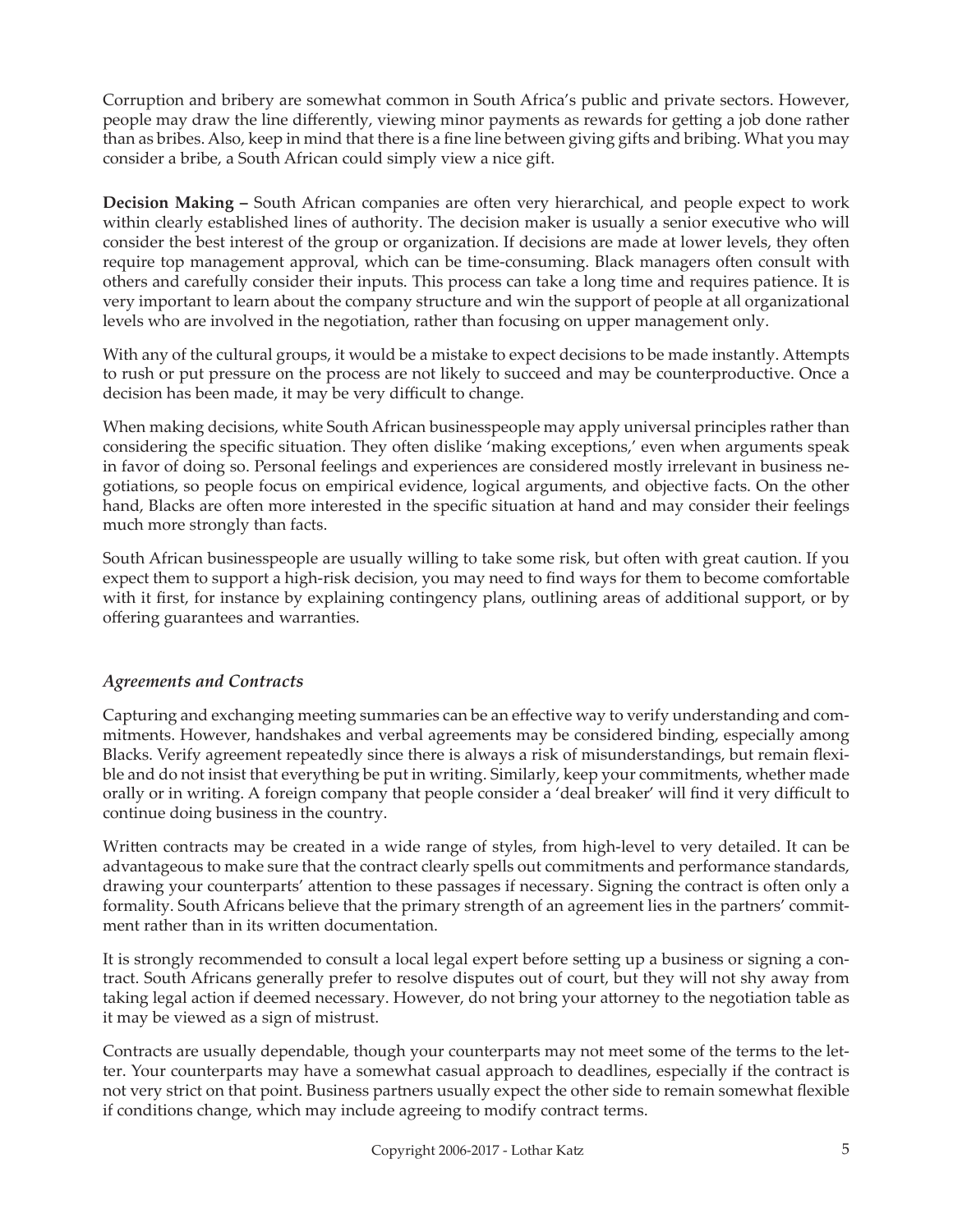Corruption and bribery are somewhat common in South Africa's public and private sectors. However, people may draw the line differently, viewing minor payments as rewards for getting a job done rather than as bribes. Also, keep in mind that there is a fine line between giving gifts and bribing. What you may consider a bribe, a South African could simply view a nice gift.

**Decision Making –** South African companies are often very hierarchical, and people expect to work within clearly established lines of authority. The decision maker is usually a senior executive who will consider the best interest of the group or organization. If decisions are made at lower levels, they often require top management approval, which can be time-consuming. Black managers often consult with others and carefully consider their inputs. This process can take a long time and requires patience. It is very important to learn about the company structure and win the support of people at all organizational levels who are involved in the negotiation, rather than focusing on upper management only.

With any of the cultural groups, it would be a mistake to expect decisions to be made instantly. Attempts to rush or put pressure on the process are not likely to succeed and may be counterproductive. Once a decision has been made, it may be very difficult to change.

When making decisions, white South African businesspeople may apply universal principles rather than considering the specific situation. They often dislike 'making exceptions,' even when arguments speak in favor of doing so. Personal feelings and experiences are considered mostly irrelevant in business negotiations, so people focus on empirical evidence, logical arguments, and objective facts. On the other hand, Blacks are often more interested in the specific situation at hand and may consider their feelings much more strongly than facts.

South African businesspeople are usually willing to take some risk, but often with great caution. If you expect them to support a high-risk decision, you may need to find ways for them to become comfortable with it first, for instance by explaining contingency plans, outlining areas of additional support, or by offering guarantees and warranties.

### *Agreements and Contracts*

Capturing and exchanging meeting summaries can be an effective way to verify understanding and commitments. However, handshakes and verbal agreements may be considered binding, especially among Blacks. Verify agreement repeatedly since there is always a risk of misunderstandings, but remain flexible and do not insist that everything be put in writing. Similarly, keep your commitments, whether made orally or in writing. A foreign company that people consider a 'deal breaker' will find it very difficult to continue doing business in the country.

Written contracts may be created in a wide range of styles, from high-level to very detailed. It can be advantageous to make sure that the contract clearly spells out commitments and performance standards, drawing your counterparts' attention to these passages if necessary. Signing the contract is often only a formality. South Africans believe that the primary strength of an agreement lies in the partners' commitment rather than in its written documentation.

It is strongly recommended to consult a local legal expert before setting up a business or signing a contract. South Africans generally prefer to resolve disputes out of court, but they will not shy away from taking legal action if deemed necessary. However, do not bring your attorney to the negotiation table as it may be viewed as a sign of mistrust.

Contracts are usually dependable, though your counterparts may not meet some of the terms to the letter. Your counterparts may have a somewhat casual approach to deadlines, especially if the contract is not very strict on that point. Business partners usually expect the other side to remain somewhat flexible if conditions change, which may include agreeing to modify contract terms.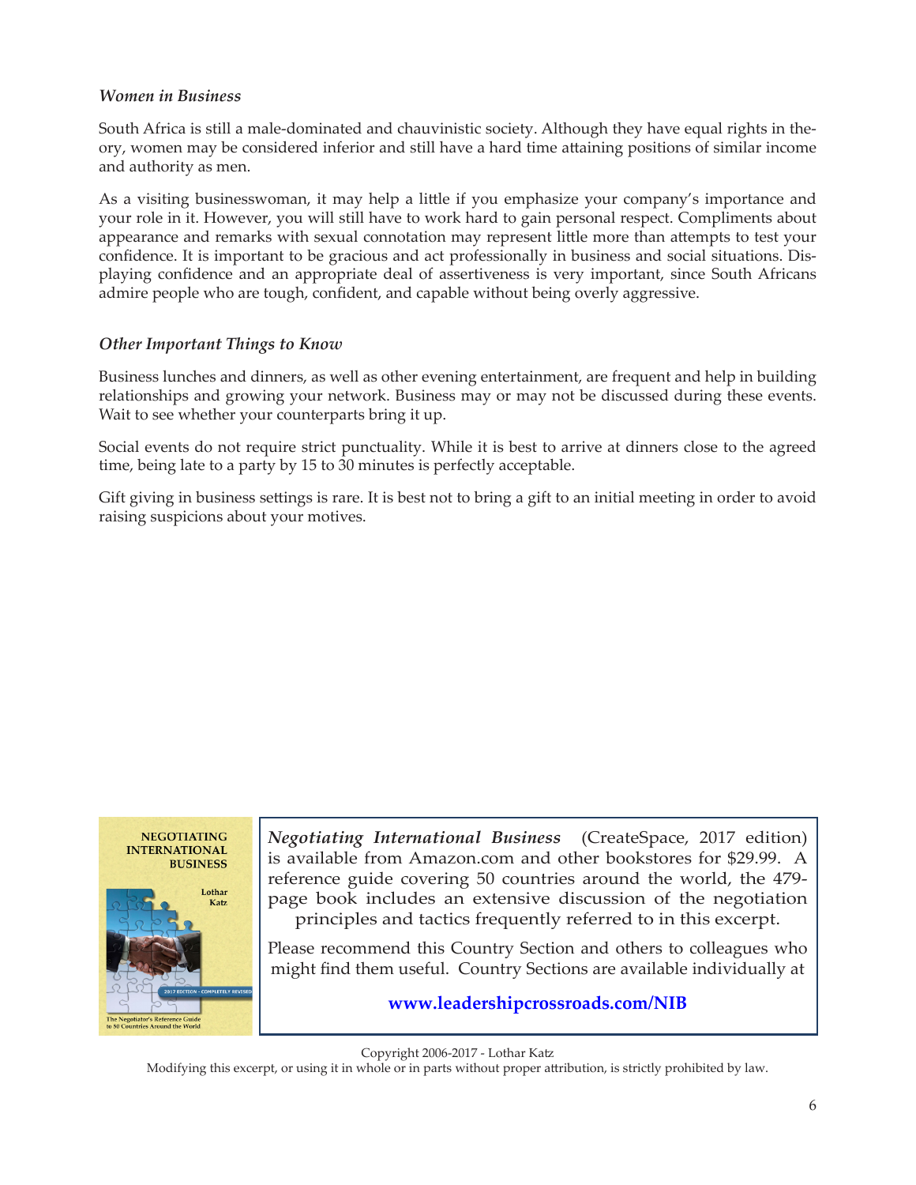### *Women in Business*

South Africa is still a male-dominated and chauvinistic society. Although they have equal rights in theory, women may be considered inferior and still have a hard time attaining positions of similar income and authority as men.

As a visiting businesswoman, it may help a little if you emphasize your company's importance and your role in it. However, you will still have to work hard to gain personal respect. Compliments about appearance and remarks with sexual connotation may represent little more than attempts to test your confidence. It is important to be gracious and act professionally in business and social situations. Displaying confidence and an appropriate deal of assertiveness is very important, since South Africans admire people who are tough, confident, and capable without being overly aggressive.

### *Other Important Things to Know*

Business lunches and dinners, as well as other evening entertainment, are frequent and help in building relationships and growing your network. Business may or may not be discussed during these events. Wait to see whether your counterparts bring it up.

Social events do not require strict punctuality. While it is best to arrive at dinners close to the agreed time, being late to a party by 15 to 30 minutes is perfectly acceptable.

Gift giving in business settings is rare. It is best not to bring a gift to an initial meeting in order to avoid raising suspicions about your motives.

NEGOTIATING INTERNATIONAL BUSINESS
Lothar Katz
2017 EDITION - COMPLETELY REVISED
The Negotiator's Reference Guide to 50 Countries Around the World

*Negotiating International Business* (CreateSpace, 2017 edition) is available from Amazon.com and other bookstores for $29.99. A reference guide covering 50 countries around the world, the 479-page book includes an extensive discussion of the negotiation principles and tactics frequently referred to in this excerpt.

Please recommend this Country Section and others to colleagues who might find them useful. Country Sections are available individually at

**www.leadershipcrossroads.com/NIB**

Copyright 2006-2017 - Lothar Katz
Modifying this excerpt, or using it in whole or in parts without proper attribution, is strictly prohibited by law.